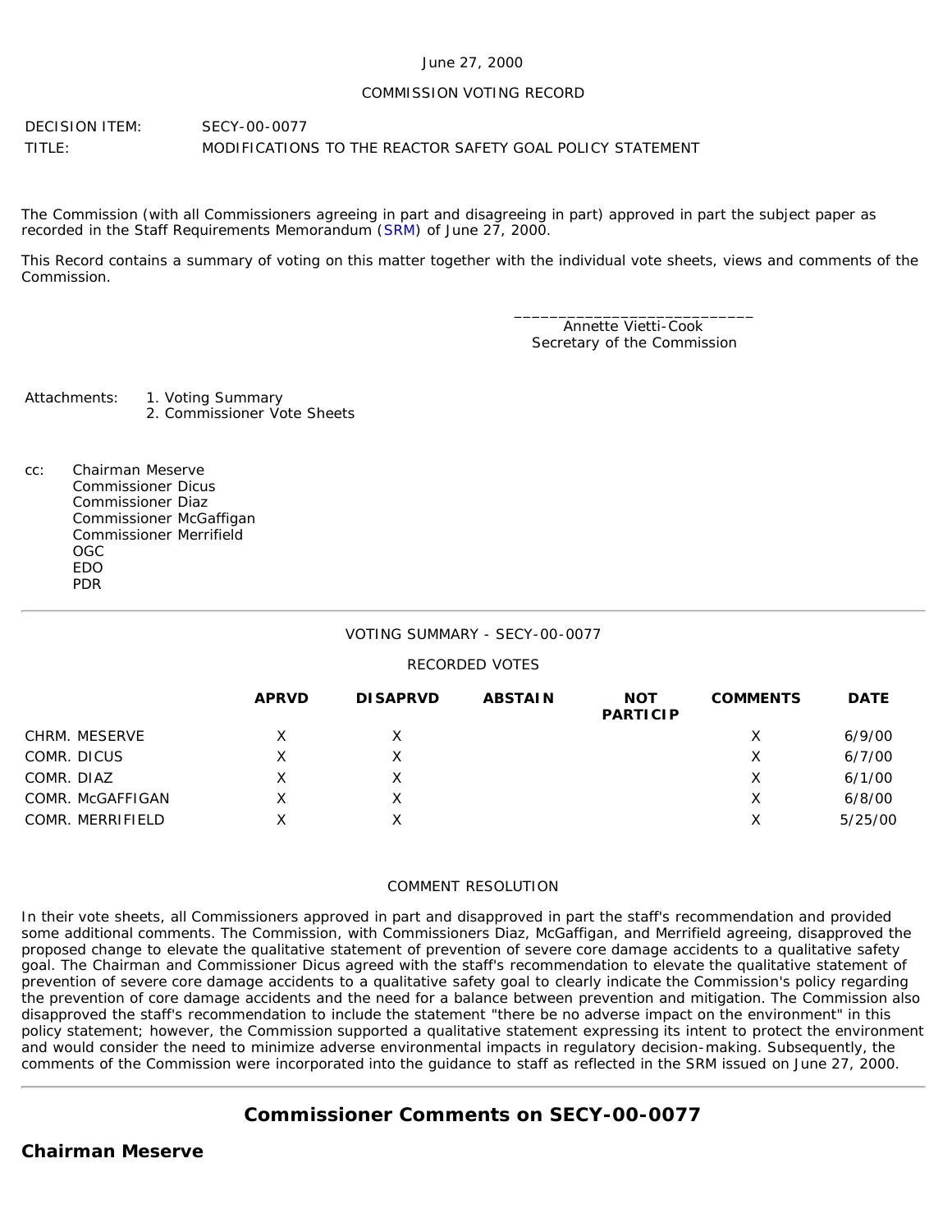June 27, 2000

COMMISSION VOTING RECORD

DECISION ITEM: SECY-00-0077

TITLE: MODIFICATIONS TO THE REACTOR SAFETY GOAL POLICY STATEMENT

The Commission (with all Commissioners agreeing in part and disagreeing in part) approved in part the subject paper as recorded in the Staff Requirements Memorandum (SRM) of June 27, 2000.

This Record contains a summary of voting on this matter together with the individual vote sheets, views and comments of the Commission.

\_\_\_\_\_\_\_\_\_\_\_\_\_\_\_\_\_\_\_\_\_\_\_\_\_\_\_\_
Annette Vietti-Cook
Secretary of the Commission

Attachments:
1. Voting Summary
2. Commissioner Vote Sheets

cc:
Chairman Meserve
Commissioner Dicus
Commissioner Diaz
Commissioner McGaffigan
Commissioner Merrifield
OGC
EDO
PDR

---

VOTING SUMMARY - SECY-00-0077

RECORDED VOTES

| | APRVD | DISAPRVD | ABSTAIN | NOT PARTICIP | COMMENTS | DATE |
|---|---|---|---|---|---|---|
| CHRM. MESERVE | X | X | | | X | 6/9/00 |
| COMR. DICUS | X | X | | | X | 6/7/00 |
| COMR. DIAZ | X | X | | | X | 6/1/00 |
| COMR. McGAFFIGAN | X | X | | | X | 6/8/00 |
| COMR. MERRIFIELD | X | X | | | X | 5/25/00 |

COMMENT RESOLUTION

In their vote sheets, all Commissioners approved in part and disapproved in part the staff's recommendation and provided some additional comments. The Commission, with Commissioners Diaz, McGaffigan, and Merrifield agreeing, disapproved the proposed change to elevate the qualitative statement of prevention of severe core damage accidents to a qualitative safety goal. The Chairman and Commissioner Dicus agreed with the staff's recommendation to elevate the qualitative statement of prevention of severe core damage accidents to a qualitative safety goal to clearly indicate the Commission's policy regarding the prevention of core damage accidents and the need for a balance between prevention and mitigation. The Commission also disapproved the staff's recommendation to include the statement "there be no adverse impact on the environment" in this policy statement; however, the Commission supported a qualitative statement expressing its intent to protect the environment and would consider the need to minimize adverse environmental impacts in regulatory decision-making. Subsequently, the comments of the Commission were incorporated into the guidance to staff as reflected in the SRM issued on June 27, 2000.

---

## Commissioner Comments on SECY-00-0077

### Chairman Meserve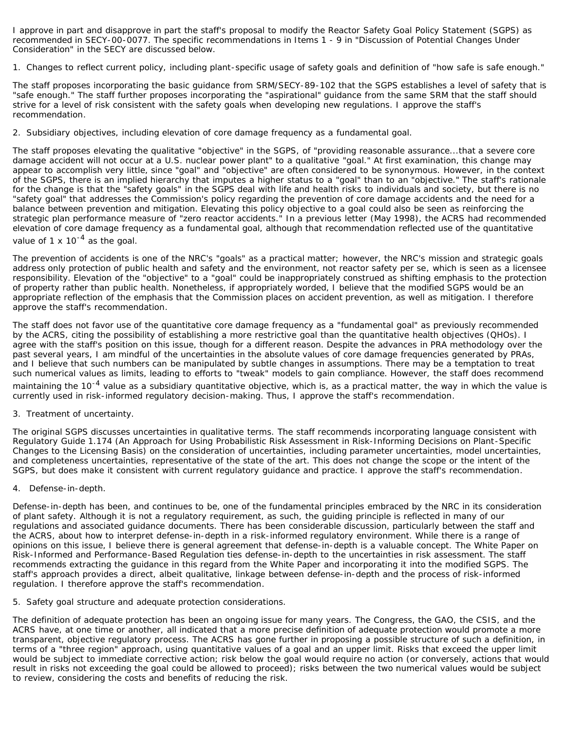I approve in part and disapprove in part the staff's proposal to modify the Reactor Safety Goal Policy Statement (SGPS) as recommended in SECY-00-0077. The specific recommendations in Items 1 - 9 in "Discussion of Potential Changes Under Consideration" in the SECY are discussed below.

1. Changes to reflect current policy, including plant-specific usage of safety goals and definition of "how safe is safe enough."

The staff proposes incorporating the basic guidance from SRM/SECY-89-102 that the SGPS establishes a level of safety that is "safe enough." The staff further proposes incorporating the "aspirational" guidance from the same SRM that the staff should strive for a level of risk consistent with the safety goals when developing new regulations. I approve the staff's recommendation.

2. Subsidiary objectives, including elevation of core damage frequency as a fundamental goal.

The staff proposes elevating the qualitative "objective" in the SGPS, of "providing reasonable assurance...that a severe core damage accident will not occur at a U.S. nuclear power plant" to a qualitative "goal." At first examination, this change may appear to accomplish very little, since "goal" and "objective" are often considered to be synonymous. However, in the context of the SGPS, there is an implied hierarchy that imputes a higher status to a "goal" than to an "objective." The staff's rationale for the change is that the "safety goals" in the SGPS deal with life and health risks to individuals and society, but there is no "safety goal" that addresses the Commission's policy regarding the prevention of core damage accidents and the need for a balance between prevention and mitigation. Elevating this policy objective to a goal could also be seen as reinforcing the strategic plan performance measure of "zero reactor accidents." In a previous letter (May 1998), the ACRS had recommended elevation of core damage frequency as a fundamental goal, although that recommendation reflected use of the quantitative value of $1 \times 10^{-4}$ as the goal.

The prevention of accidents is one of the NRC's "goals" as a practical matter; however, the NRC's mission and strategic goals address only protection of public health and safety and the environment, not reactor safety per se, which is seen as a licensee responsibility. Elevation of the "objective" to a "goal" could be inappropriately construed as shifting emphasis to the protection of property rather than public health. Nonetheless, if appropriately worded, I believe that the modified SGPS would be an appropriate reflection of the emphasis that the Commission places on accident prevention, as well as mitigation. I therefore approve the staff's recommendation.

The staff does not favor use of the quantitative core damage frequency as a "fundamental goal" as previously recommended by the ACRS, citing the possibility of establishing a more restrictive goal than the quantitative health objectives (QHOs). I agree with the staff's position on this issue, though for a different reason. Despite the advances in PRA methodology over the past several years, I am mindful of the uncertainties in the absolute values of core damage frequencies generated by PRAs, and I believe that such numbers can be manipulated by subtle changes in assumptions. There may be a temptation to treat such numerical values as limits, leading to efforts to "tweak" models to gain compliance. However, the staff does recommend maintaining the $10^{-4}$ value as a subsidiary quantitative objective, which is, as a practical matter, the way in which the value is currently used in risk-informed regulatory decision-making. Thus, I approve the staff's recommendation.

3. Treatment of uncertainty.

The original SGPS discusses uncertainties in qualitative terms. The staff recommends incorporating language consistent with Regulatory Guide 1.174 (An Approach for Using Probabilistic Risk Assessment in Risk-Informing Decisions on Plant-Specific Changes to the Licensing Basis) on the consideration of uncertainties, including parameter uncertainties, model uncertainties, and completeness uncertainties, representative of the state of the art. This does not change the scope or the intent of the SGPS, but does make it consistent with current regulatory guidance and practice. I approve the staff's recommendation.

4. Defense-in-depth.

Defense-in-depth has been, and continues to be, one of the fundamental principles embraced by the NRC in its consideration of plant safety. Although it is not a regulatory requirement, as such, the guiding principle is reflected in many of our regulations and associated guidance documents. There has been considerable discussion, particularly between the staff and the ACRS, about how to interpret defense-in-depth in a risk-informed regulatory environment. While there is a range of opinions on this issue, I believe there is general agreement that defense-in-depth is a valuable concept. The White Paper on Risk-Informed and Performance-Based Regulation ties defense-in-depth to the uncertainties in risk assessment. The staff recommends extracting the guidance in this regard from the White Paper and incorporating it into the modified SGPS. The staff's approach provides a direct, albeit qualitative, linkage between defense-in-depth and the process of risk-informed regulation. I therefore approve the staff's recommendation.

5. Safety goal structure and adequate protection considerations.

The definition of adequate protection has been an ongoing issue for many years. The Congress, the GAO, the CSIS, and the ACRS have, at one time or another, all indicated that a more precise definition of adequate protection would promote a more transparent, objective regulatory process. The ACRS has gone further in proposing a possible structure of such a definition, in terms of a "three region" approach, using quantitative values of a goal and an upper limit. Risks that exceed the upper limit would be subject to immediate corrective action; risk below the goal would require no action (or conversely, actions that would result in risks not exceeding the goal could be allowed to proceed); risks between the two numerical values would be subject to review, considering the costs and benefits of reducing the risk.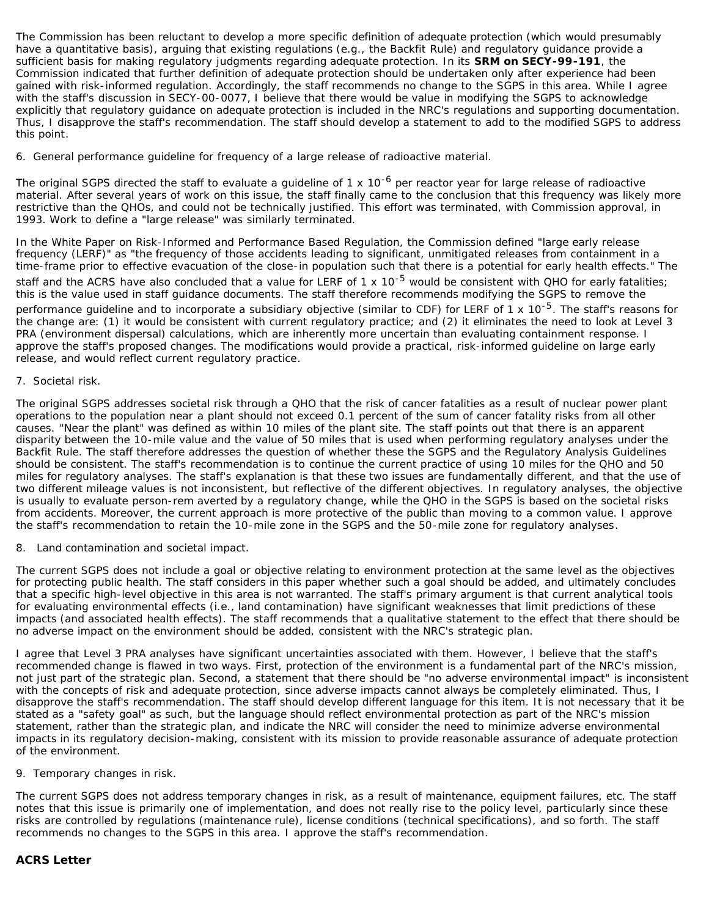The Commission has been reluctant to develop a more specific definition of adequate protection (which would presumably have a quantitative basis), arguing that existing regulations (e.g., the Backfit Rule) and regulatory guidance provide a sufficient basis for making regulatory judgments regarding adequate protection. In its **SRM on SECY-99-191**, the Commission indicated that further definition of adequate protection should be undertaken only after experience had been gained with risk-informed regulation. Accordingly, the staff recommends no change to the SGPS in this area. While I agree with the staff's discussion in SECY-00-0077, I believe that there would be value in modifying the SGPS to acknowledge explicitly that regulatory guidance on adequate protection is included in the NRC's regulations and supporting documentation. Thus, I disapprove the staff's recommendation. The staff should develop a statement to add to the modified SGPS to address this point.

6. General performance guideline for frequency of a large release of radioactive material.

The original SGPS directed the staff to evaluate a guideline of $1 \times 10^{-6}$ per reactor year for large release of radioactive material. After several years of work on this issue, the staff finally came to the conclusion that this frequency was likely more restrictive than the QHOs, and could not be technically justified. This effort was terminated, with Commission approval, in 1993. Work to define a "large release" was similarly terminated.

In the White Paper on Risk-Informed and Performance Based Regulation, the Commission defined "large early release frequency (LERF)" as "the frequency of those accidents leading to significant, unmitigated releases from containment in a time-frame prior to effective evacuation of the close-in population such that there is a potential for early health effects." The staff and the ACRS have also concluded that a value for LERF of $1 \times 10^{-5}$ would be consistent with QHO for early fatalities; this is the value used in staff guidance documents. The staff therefore recommends modifying the SGPS to remove the performance guideline and to incorporate a subsidiary objective (similar to CDF) for LERF of $1 \times 10^{-5}$. The staff's reasons for the change are: (1) it would be consistent with current regulatory practice; and (2) it eliminates the need to look at Level 3 PRA (environment dispersal) calculations, which are inherently more uncertain than evaluating containment response. I approve the staff's proposed changes. The modifications would provide a practical, risk-informed guideline on large early release, and would reflect current regulatory practice.

7. Societal risk.

The original SGPS addresses societal risk through a QHO that the risk of cancer fatalities as a result of nuclear power plant operations to the population near a plant should not exceed 0.1 percent of the sum of cancer fatality risks from all other causes. "Near the plant" was defined as within 10 miles of the plant site. The staff points out that there is an apparent disparity between the 10-mile value and the value of 50 miles that is used when performing regulatory analyses under the Backfit Rule. The staff therefore addresses the question of whether these the SGPS and the Regulatory Analysis Guidelines should be consistent. The staff's recommendation is to continue the current practice of using 10 miles for the QHO and 50 miles for regulatory analyses. The staff's explanation is that these two issues are fundamentally different, and that the use of two different mileage values is not inconsistent, but reflective of the different objectives. In regulatory analyses, the objective is usually to evaluate person-rem averted by a regulatory change, while the QHO in the SGPS is based on the societal risks from accidents. Moreover, the current approach is more protective of the public than moving to a common value. I approve the staff's recommendation to retain the 10-mile zone in the SGPS and the 50-mile zone for regulatory analyses.

8. Land contamination and societal impact.

The current SGPS does not include a goal or objective relating to environment protection at the same level as the objectives for protecting public health. The staff considers in this paper whether such a goal should be added, and ultimately concludes that a specific high-level objective in this area is not warranted. The staff's primary argument is that current analytical tools for evaluating environmental effects (i.e., land contamination) have significant weaknesses that limit predictions of these impacts (and associated health effects). The staff recommends that a qualitative statement to the effect that there should be no adverse impact on the environment should be added, consistent with the NRC's strategic plan.

I agree that Level 3 PRA analyses have significant uncertainties associated with them. However, I believe that the staff's recommended change is flawed in two ways. First, protection of the environment is a fundamental part of the NRC's mission, not just part of the strategic plan. Second, a statement that there should be "no adverse environmental impact" is inconsistent with the concepts of risk and adequate protection, since adverse impacts cannot always be completely eliminated. Thus, I disapprove the staff's recommendation. The staff should develop different language for this item. It is not necessary that it be stated as a "safety goal" as such, but the language should reflect environmental protection as part of the NRC's mission statement, rather than the strategic plan, and indicate the NRC will consider the need to minimize adverse environmental impacts in its regulatory decision-making, consistent with its mission to provide reasonable assurance of adequate protection of the environment.

9. Temporary changes in risk.

The current SGPS does not address temporary changes in risk, as a result of maintenance, equipment failures, etc. The staff notes that this issue is primarily one of implementation, and does not really rise to the policy level, particularly since these risks are controlled by regulations (maintenance rule), license conditions (technical specifications), and so forth. The staff recommends no changes to the SGPS in this area. I approve the staff's recommendation.

**ACRS Letter**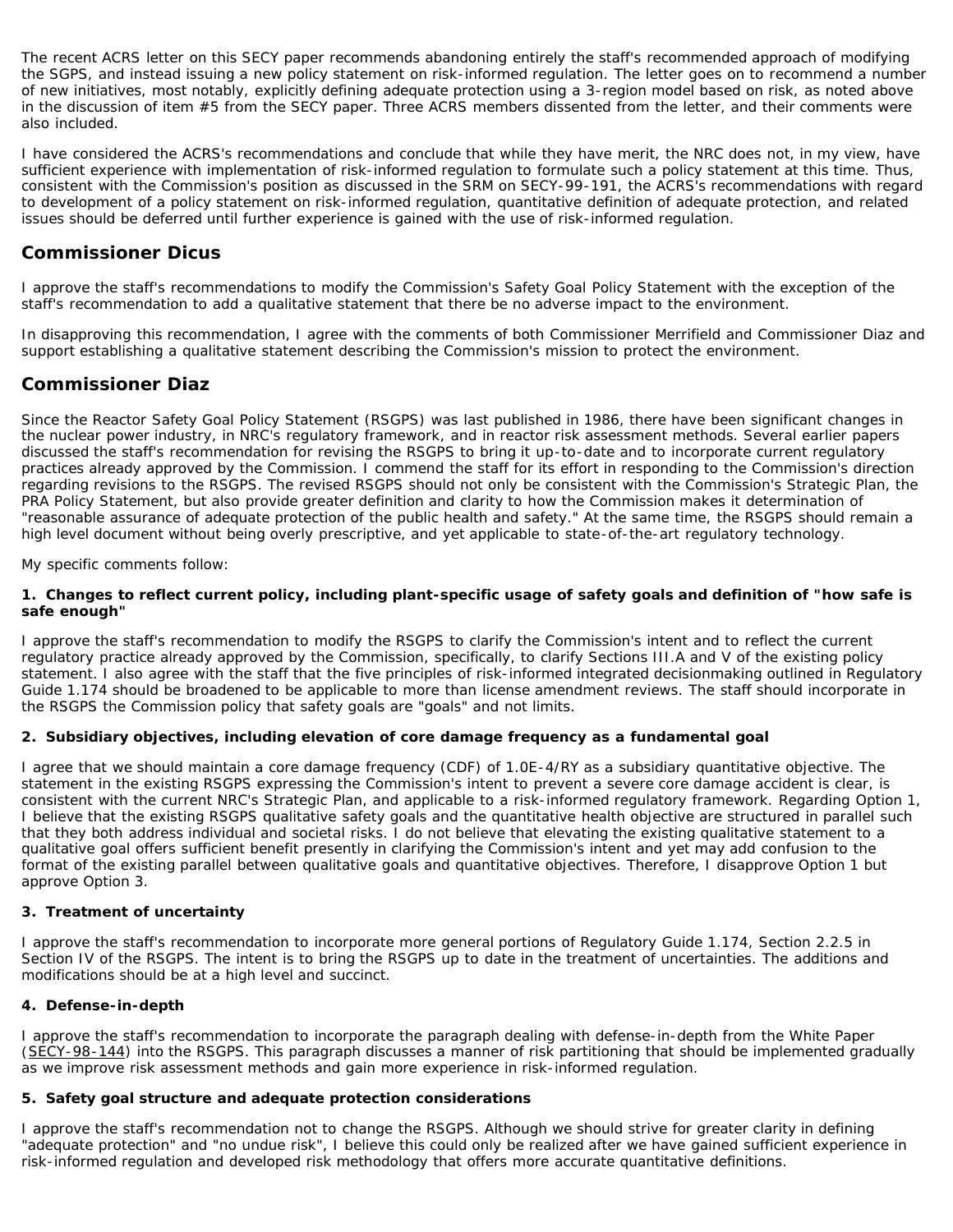The recent ACRS letter on this SECY paper recommends abandoning entirely the staff's recommended approach of modifying the SGPS, and instead issuing a new policy statement on risk-informed regulation. The letter goes on to recommend a number of new initiatives, most notably, explicitly defining adequate protection using a 3-region model based on risk, as noted above in the discussion of item #5 from the SECY paper. Three ACRS members dissented from the letter, and their comments were also included.

I have considered the ACRS's recommendations and conclude that while they have merit, the NRC does not, in my view, have sufficient experience with implementation of risk-informed regulation to formulate such a policy statement at this time. Thus, consistent with the Commission's position as discussed in the SRM on SECY-99-191, the ACRS's recommendations with regard to development of a policy statement on risk-informed regulation, quantitative definition of adequate protection, and related issues should be deferred until further experience is gained with the use of risk-informed regulation.

## Commissioner Dicus

I approve the staff's recommendations to modify the Commission's Safety Goal Policy Statement with the exception of the staff's recommendation to add a qualitative statement that there be no adverse impact to the environment.

In disapproving this recommendation, I agree with the comments of both Commissioner Merrifield and Commissioner Diaz and support establishing a qualitative statement describing the Commission's mission to protect the environment.

## Commissioner Diaz

Since the Reactor Safety Goal Policy Statement (RSGPS) was last published in 1986, there have been significant changes in the nuclear power industry, in NRC's regulatory framework, and in reactor risk assessment methods. Several earlier papers discussed the staff's recommendation for revising the RSGPS to bring it up-to-date and to incorporate current regulatory practices already approved by the Commission. I commend the staff for its effort in responding to the Commission's direction regarding revisions to the RSGPS. The revised RSGPS should not only be consistent with the Commission's Strategic Plan, the PRA Policy Statement, but also provide greater definition and clarity to how the Commission makes it determination of "reasonable assurance of adequate protection of the public health and safety." At the same time, the RSGPS should remain a high level document without being overly prescriptive, and yet applicable to state-of-the-art regulatory technology.

My specific comments follow:

**1. Changes to reflect current policy, including plant-specific usage of safety goals and definition of "how safe is safe enough"**

I approve the staff's recommendation to modify the RSGPS to clarify the Commission's intent and to reflect the current regulatory practice already approved by the Commission, specifically, to clarify Sections III.A and V of the existing policy statement. I also agree with the staff that the five principles of risk-informed integrated decisionmaking outlined in Regulatory Guide 1.174 should be broadened to be applicable to more than license amendment reviews. The staff should incorporate in the RSGPS the Commission policy that safety goals are "goals" and not limits.

**2. Subsidiary objectives, including elevation of core damage frequency as a fundamental goal**

I agree that we should maintain a core damage frequency (CDF) of 1.0E-4/RY as a subsidiary quantitative objective. The statement in the existing RSGPS expressing the Commission's intent to prevent a severe core damage accident is clear, is consistent with the current NRC's Strategic Plan, and applicable to a risk-informed regulatory framework. Regarding Option 1, I believe that the existing RSGPS qualitative safety goals and the quantitative health objective are structured in parallel such that they both address individual and societal risks. I do not believe that elevating the existing qualitative statement to a qualitative goal offers sufficient benefit presently in clarifying the Commission's intent and yet may add confusion to the format of the existing parallel between qualitative goals and quantitative objectives. Therefore, I disapprove Option 1 but approve Option 3.

**3. Treatment of uncertainty**

I approve the staff's recommendation to incorporate more general portions of Regulatory Guide 1.174, Section 2.2.5 in Section IV of the RSGPS. The intent is to bring the RSGPS up to date in the treatment of uncertainties. The additions and modifications should be at a high level and succinct.

**4. Defense-in-depth**

I approve the staff's recommendation to incorporate the paragraph dealing with defense-in-depth from the White Paper (SECY-98-144) into the RSGPS. This paragraph discusses a manner of risk partitioning that should be implemented gradually as we improve risk assessment methods and gain more experience in risk-informed regulation.

**5. Safety goal structure and adequate protection considerations**

I approve the staff's recommendation not to change the RSGPS. Although we should strive for greater clarity in defining "adequate protection" and "no undue risk", I believe this could only be realized after we have gained sufficient experience in risk-informed regulation and developed risk methodology that offers more accurate quantitative definitions.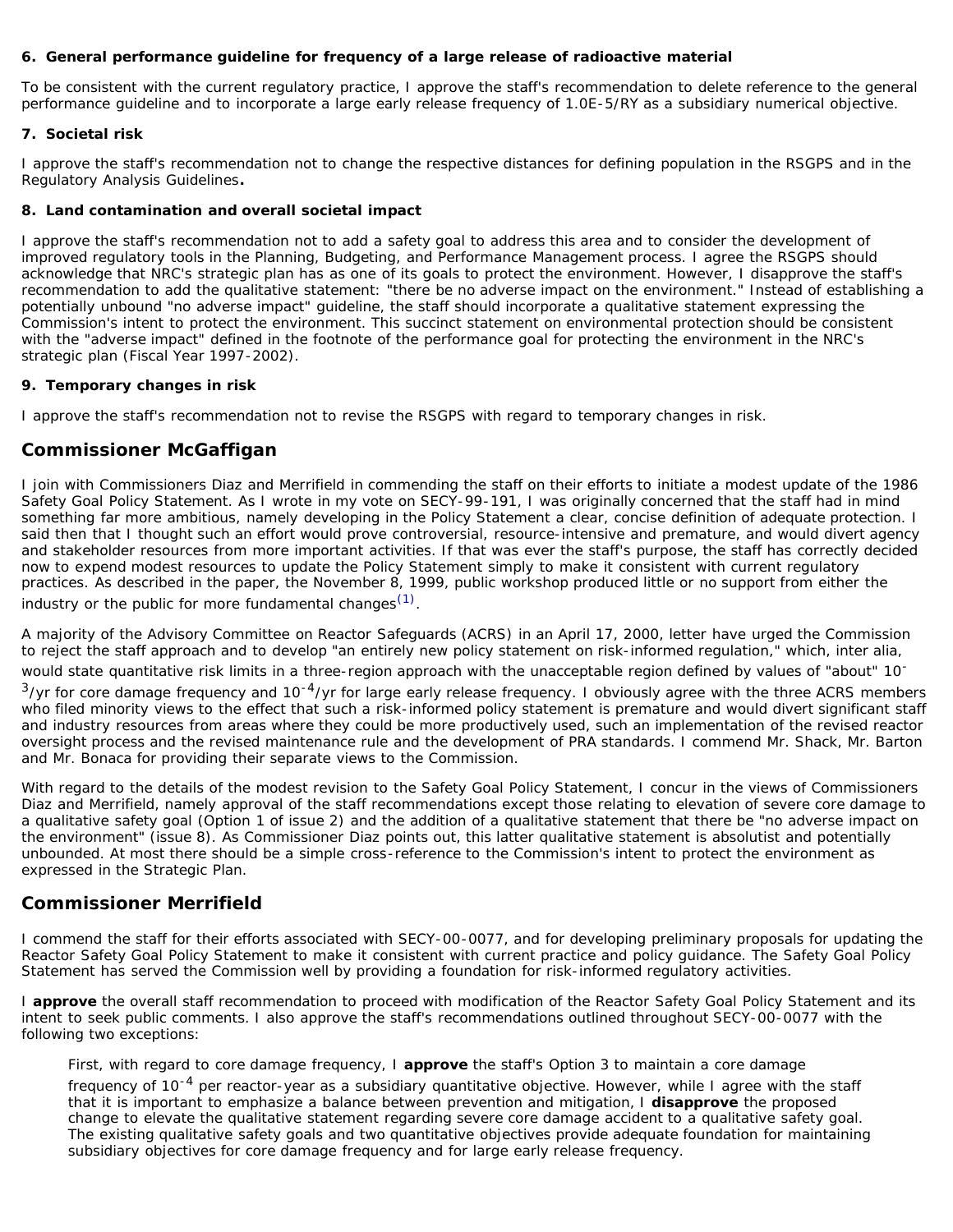**6. General performance guideline for frequency of a large release of radioactive material**

To be consistent with the current regulatory practice, I approve the staff's recommendation to delete reference to the general performance guideline and to incorporate a large early release frequency of 1.0E-5/RY as a subsidiary numerical objective.

**7. Societal risk**

I approve the staff's recommendation not to change the respective distances for defining population in the RSGPS and in the Regulatory Analysis Guidelines**.**

**8. Land contamination and overall societal impact**

I approve the staff's recommendation not to add a safety goal to address this area and to consider the development of improved regulatory tools in the Planning, Budgeting, and Performance Management process. I agree the RSGPS should acknowledge that NRC's strategic plan has as one of its goals to protect the environment. However, I disapprove the staff's recommendation to add the qualitative statement: "there be no adverse impact on the environment." Instead of establishing a potentially unbound "no adverse impact" guideline, the staff should incorporate a qualitative statement expressing the Commission's intent to protect the environment. This succinct statement on environmental protection should be consistent with the "adverse impact" defined in the footnote of the performance goal for protecting the environment in the NRC's strategic plan (Fiscal Year 1997-2002).

**9. Temporary changes in risk**

I approve the staff's recommendation not to revise the RSGPS with regard to temporary changes in risk.

## Commissioner McGaffigan

I join with Commissioners Diaz and Merrifield in commending the staff on their efforts to initiate a modest update of the 1986 Safety Goal Policy Statement. As I wrote in my vote on SECY-99-191, I was originally concerned that the staff had in mind something far more ambitious, namely developing in the Policy Statement a clear, concise definition of adequate protection. I said then that I thought such an effort would prove controversial, resource-intensive and premature, and would divert agency and stakeholder resources from more important activities. If that was ever the staff's purpose, the staff has correctly decided now to expend modest resources to update the Policy Statement simply to make it consistent with current regulatory practices. As described in the paper, the November 8, 1999, public workshop produced little or no support from either the industry or the public for more fundamental changes[(1)].

A majority of the Advisory Committee on Reactor Safeguards (ACRS) in an April 17, 2000, letter have urged the Commission to reject the staff approach and to develop "an entirely new policy statement on risk-informed regulation," which, inter alia, would state quantitative risk limits in a three-region approach with the unacceptable region defined by values of "about" $10^{-3}$/yr for core damage frequency and $10^{-4}$/yr for large early release frequency. I obviously agree with the three ACRS members who filed minority views to the effect that such a risk-informed policy statement is premature and would divert significant staff and industry resources from areas where they could be more productively used, such an implementation of the revised reactor oversight process and the revised maintenance rule and the development of PRA standards. I commend Mr. Shack, Mr. Barton and Mr. Bonaca for providing their separate views to the Commission.

With regard to the details of the modest revision to the Safety Goal Policy Statement, I concur in the views of Commissioners Diaz and Merrifield, namely approval of the staff recommendations except those relating to elevation of severe core damage to a qualitative safety goal (Option 1 of issue 2) and the addition of a qualitative statement that there be "no adverse impact on the environment" (issue 8). As Commissioner Diaz points out, this latter qualitative statement is absolutist and potentially unbounded. At most there should be a simple cross-reference to the Commission's intent to protect the environment as expressed in the Strategic Plan.

## Commissioner Merrifield

I commend the staff for their efforts associated with SECY-00-0077, and for developing preliminary proposals for updating the Reactor Safety Goal Policy Statement to make it consistent with current practice and policy guidance. The Safety Goal Policy Statement has served the Commission well by providing a foundation for risk-informed regulatory activities.

I **approve** the overall staff recommendation to proceed with modification of the Reactor Safety Goal Policy Statement and its intent to seek public comments. I also approve the staff's recommendations outlined throughout SECY-00-0077 with the following two exceptions:

> First, with regard to core damage frequency, I **approve** the staff's Option 3 to maintain a core damage frequency of $10^{-4}$ per reactor-year as a subsidiary quantitative objective. However, while I agree with the staff that it is important to emphasize a balance between prevention and mitigation, I **disapprove** the proposed change to elevate the qualitative statement regarding severe core damage accident to a qualitative safety goal. The existing qualitative safety goals and two quantitative objectives provide adequate foundation for maintaining subsidiary objectives for core damage frequency and for large early release frequency.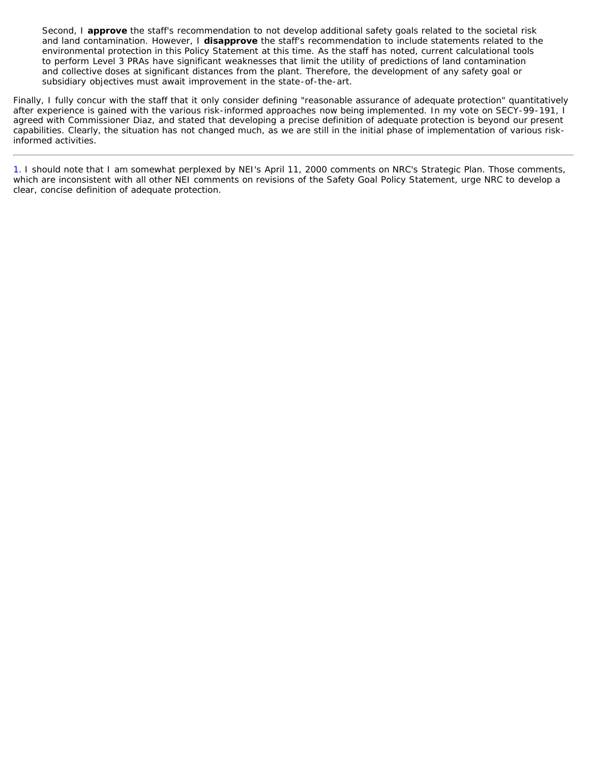Second, I **approve** the staff's recommendation to not develop additional safety goals related to the societal risk and land contamination. However, I **disapprove** the staff's recommendation to include statements related to the environmental protection in this Policy Statement at this time. As the staff has noted, current calculational tools to perform Level 3 PRAs have significant weaknesses that limit the utility of predictions of land contamination and collective doses at significant distances from the plant. Therefore, the development of any safety goal or subsidiary objectives must await improvement in the state-of-the-art.

Finally, I fully concur with the staff that it only consider defining "reasonable assurance of adequate protection" quantitatively after experience is gained with the various risk-informed approaches now being implemented. In my vote on SECY-99-191, I agreed with Commissioner Diaz, and stated that developing a precise definition of adequate protection is beyond our present capabilities. Clearly, the situation has not changed much, as we are still in the initial phase of implementation of various risk-informed activities.

---

1. I should note that I am somewhat perplexed by NEI's April 11, 2000 comments on NRC's Strategic Plan. Those comments, which are inconsistent with all other NEI comments on revisions of the Safety Goal Policy Statement, urge NRC to develop a clear, concise definition of adequate protection.